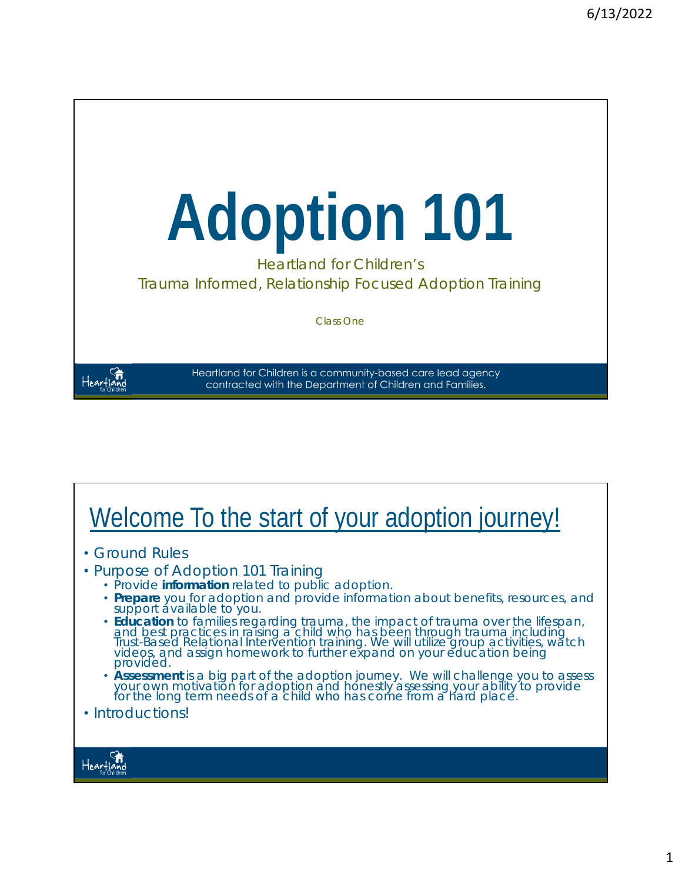# Adoption 101

Heartland for Children's
Trauma Informed, Relationship Focused Adoption Training

Class One

Heartland for Children is a community-based care lead agency contracted with the Department of Children and Families.

## Welcome To the start of your adoption journey!

- Ground Rules
- Purpose of Adoption 101 Training
  - Provide **information** related to public adoption.
  - **Prepare** you for adoption and provide information about benefits, resources, and support available to you.
  - **Education** to families regarding trauma, the impact of trauma over the lifespan, and best practices in raising a child who has been through trauma including Trust-Based Relational Intervention training. We will utilize group activities, watch videos, and assign homework to further expand on your education being provided.
  - **Assessment** is a big part of the adoption journey. We will challenge you to assess your own motivation for adoption and honestly assessing your ability to provide for the long term needs of a child who has come from a hard place.
- Introductions!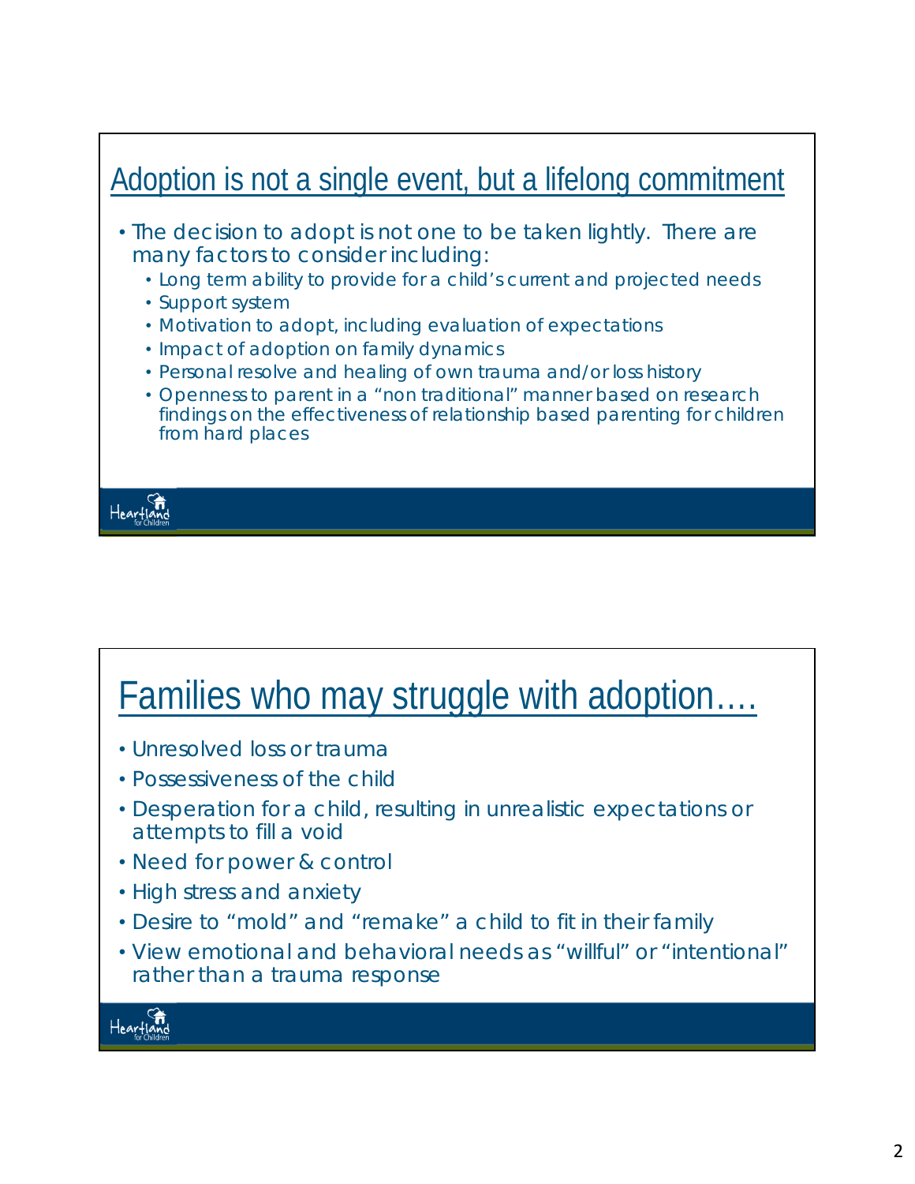## Adoption is not a single event, but a lifelong commitment

- The decision to adopt is not one to be taken lightly. There are many factors to consider including:
  - Long term ability to provide for a child's current and projected needs
  - Support system
  - Motivation to adopt, including evaluation of expectations
  - Impact of adoption on family dynamics
  - Personal resolve and healing of own trauma and/or loss history
  - Openness to parent in a "non traditional" manner based on research findings on the effectiveness of relationship based parenting for children from hard places

## Families who may struggle with adoption….

- Unresolved loss or trauma
- Possessiveness of the child
- Desperation for a child, resulting in unrealistic expectations or attempts to fill a void
- Need for power & control
- High stress and anxiety
- Desire to "mold" and "remake" a child to fit in their family
- View emotional and behavioral needs as "willful" or "intentional" rather than a trauma response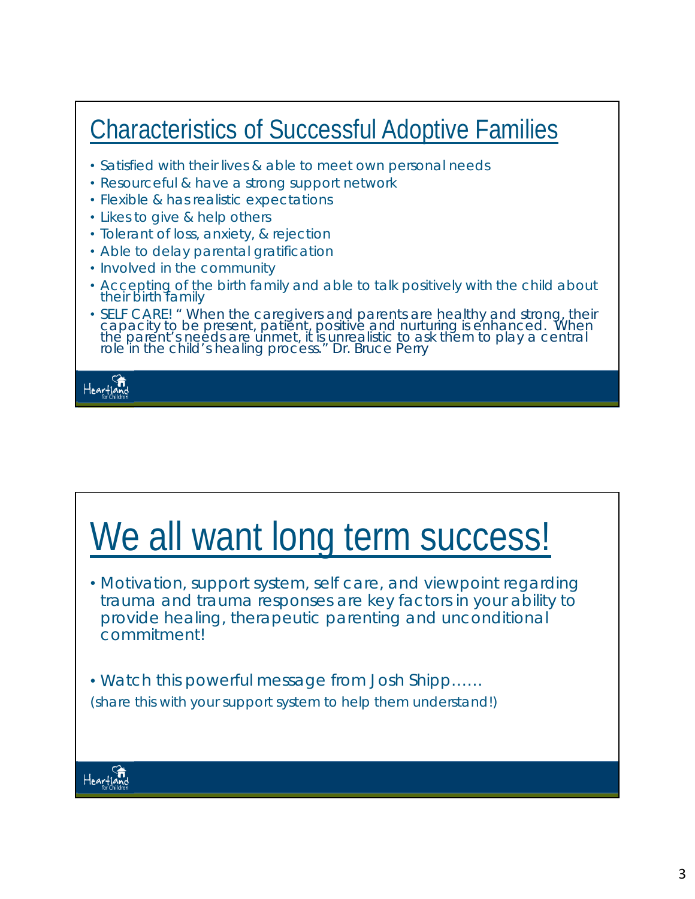## Characteristics of Successful Adoptive Families

- Satisfied with their lives & able to meet own personal needs
- Resourceful & have a strong support network
- Flexible & has realistic expectations
- Likes to give & help others
- Tolerant of loss, anxiety, & rejection
- Able to delay parental gratification
- Involved in the community
- Accepting of the birth family and able to talk positively with the child about their birth family
- SELF CARE! " When the caregivers and parents are healthy and strong, their capacity to be present, patient, positive and nurturing is enhanced. When the parent's needs are unmet, it is unrealistic to ask them to play a central role in the child's healing process." Dr. Bruce Perry

Heartland for Children

# We all want long term success!

- Motivation, support system, self care, and viewpoint regarding trauma and trauma responses are key factors in your ability to provide healing, therapeutic parenting and unconditional commitment!
- Watch this powerful message from Josh Shipp……

(share this with your support system to help them understand!)

Heartland for Children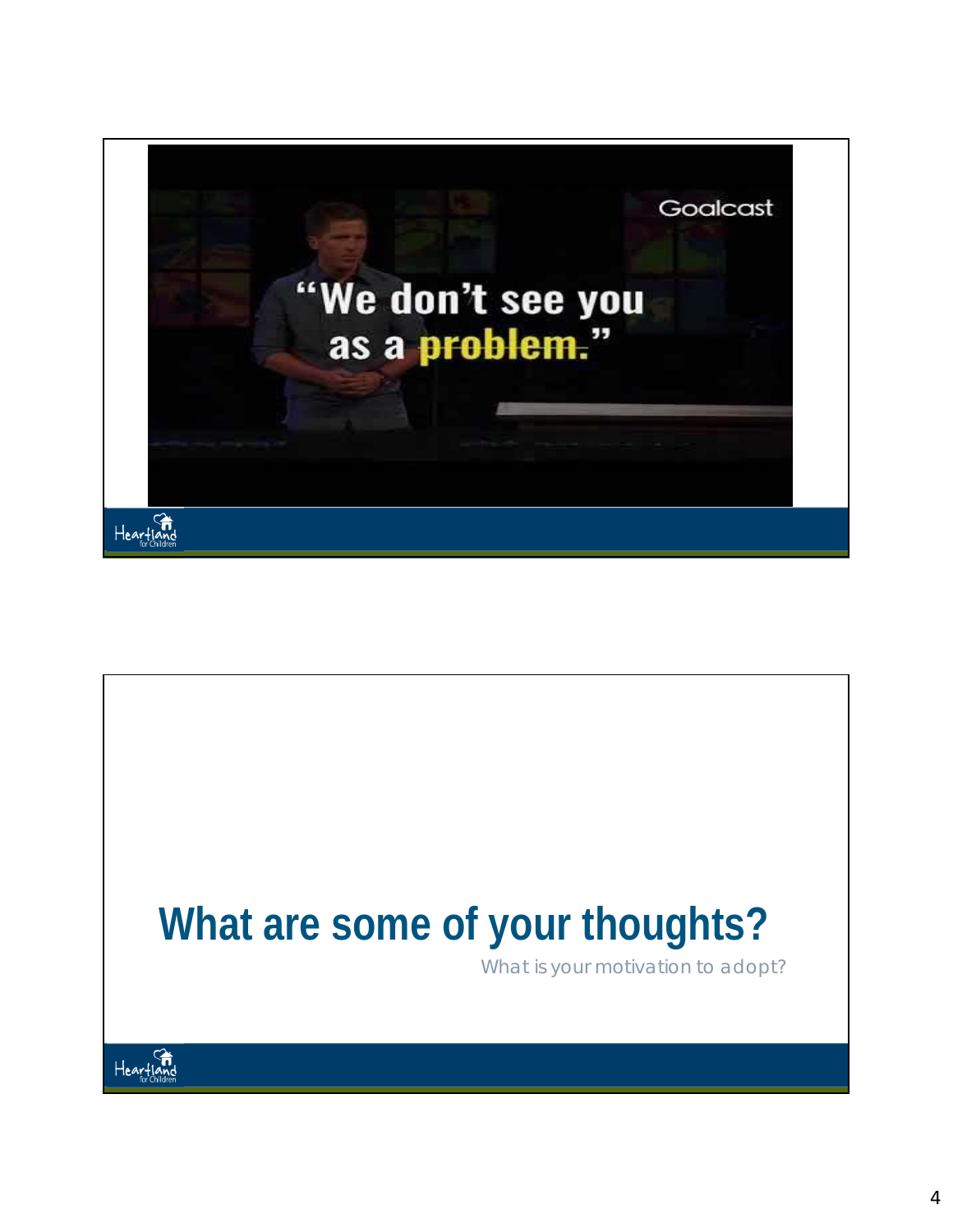"We don't see you as a problem."

Goalcast

# What are some of your thoughts?

What is your motivation to adopt?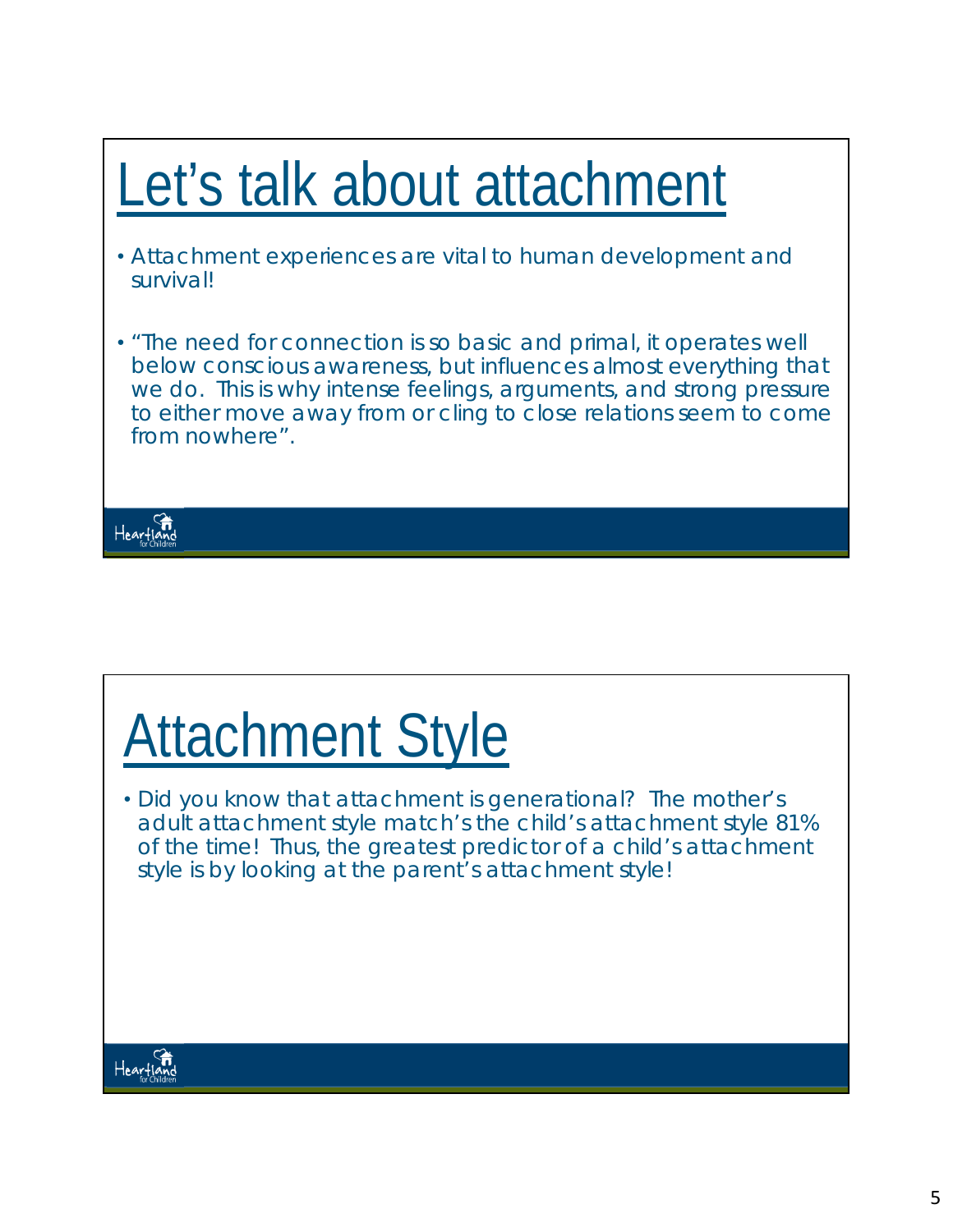# Let's talk about attachment

- Attachment experiences are vital to human development and survival!
- "The need for connection is so basic and primal, it operates well below conscious awareness, but influences almost everything that we do. This is why intense feelings, arguments, and strong pressure to either move away from or cling to close relations seem to come from nowhere".

Heartland for Children

# Attachment Style

- Did you know that attachment is generational? The mother's adult attachment style match's the child's attachment style 81% of the time! Thus, the greatest predictor of a child's attachment style is by looking at the parent's attachment style!

Heartland for Children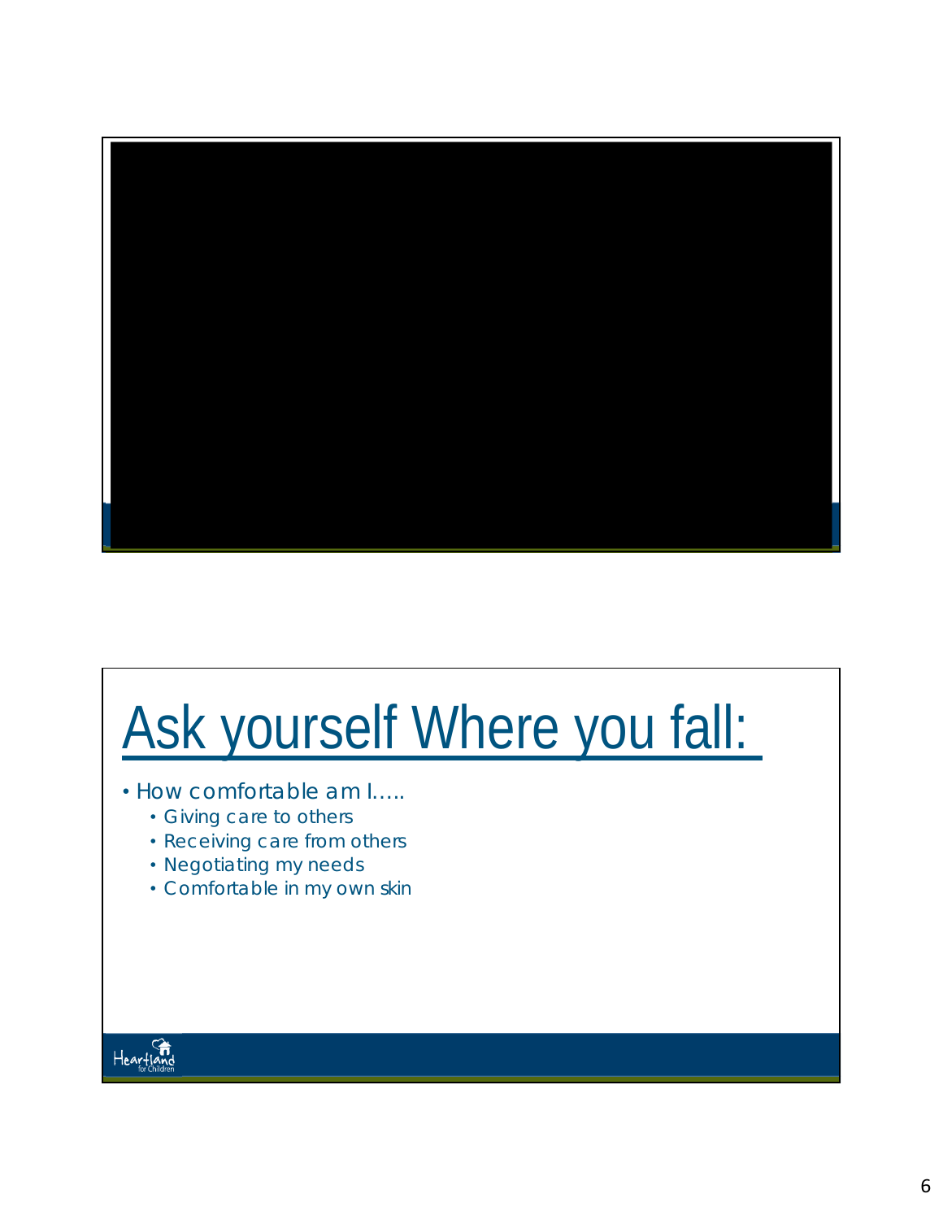# Ask yourself Where you fall:

- How comfortable am I…..
  - Giving care to others
  - Receiving care from others
  - Negotiating my needs
  - Comfortable in my own skin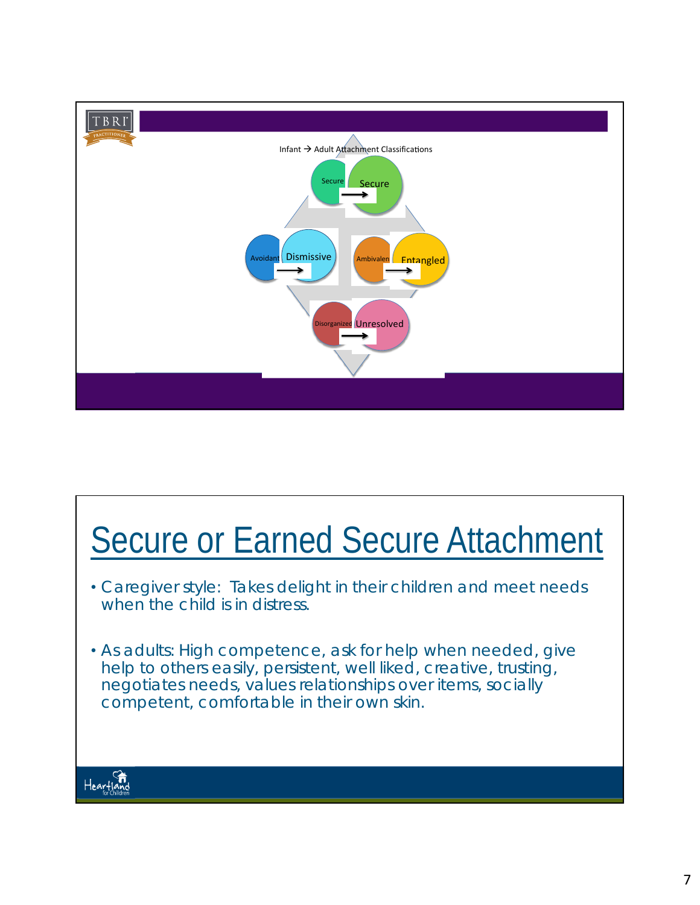Infant → Adult Attachment Classifications

Secure → Secure

Avoidant → Dismissive

Ambivalent → Entangled

Disorganized → Unresolved

# Secure or Earned Secure Attachment

- Caregiver style: Takes delight in their children and meet needs when the child is in distress.
- As adults: High competence, ask for help when needed, give help to others easily, persistent, well liked, creative, trusting, negotiates needs, values relationships over items, socially competent, comfortable in their own skin.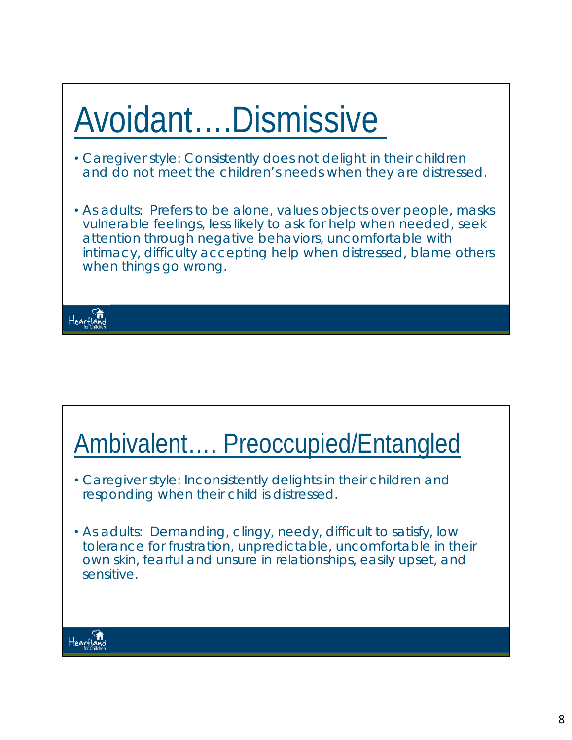# Avoidant….Dismissive

- Caregiver style: Consistently does not delight in their children and do not meet the children's needs when they are distressed.
- As adults: Prefers to be alone, values objects over people, masks vulnerable feelings, less likely to ask for help when needed, seek attention through negative behaviors, uncomfortable with intimacy, difficulty accepting help when distressed, blame others when things go wrong.

# Ambivalent…. Preoccupied/Entangled

- Caregiver style: Inconsistently delights in their children and responding when their child is distressed.
- As adults: Demanding, clingy, needy, difficult to satisfy, low tolerance for frustration, unpredictable, uncomfortable in their own skin, fearful and unsure in relationships, easily upset, and sensitive.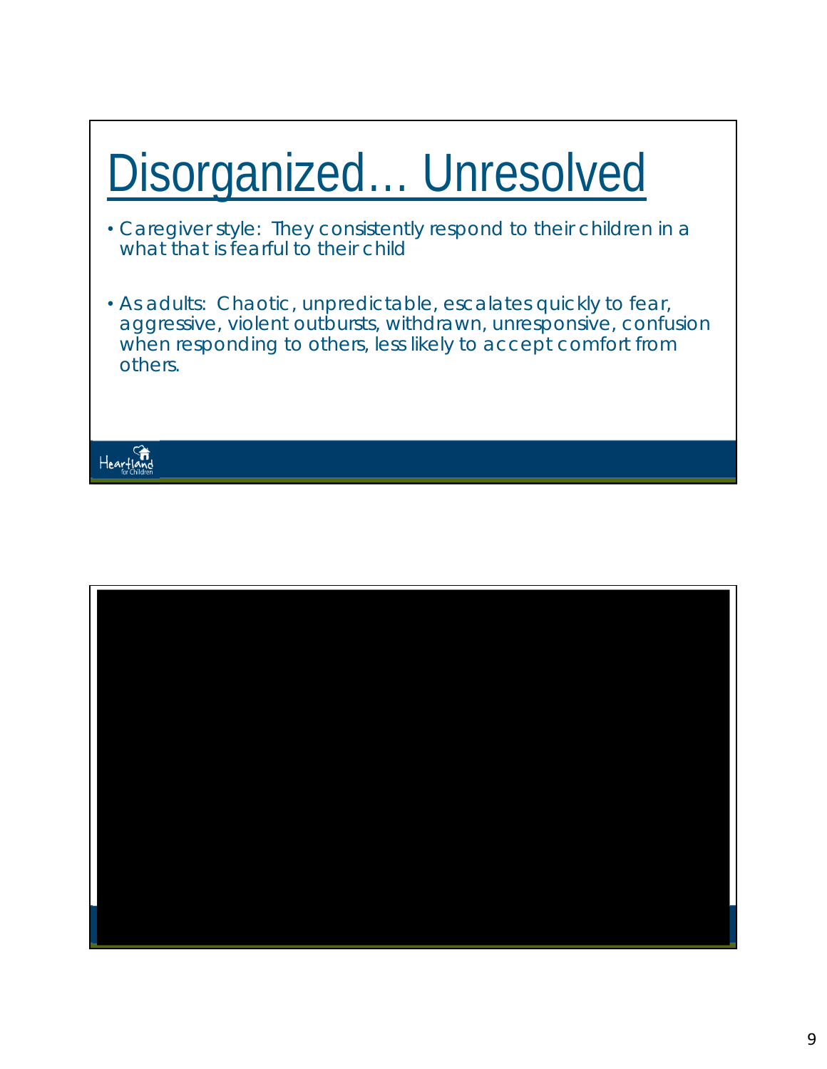# Disorganized… Unresolved

- Caregiver style: They consistently respond to their children in a what that is fearful to their child
- As adults: Chaotic, unpredictable, escalates quickly to fear, aggressive, violent outbursts, withdrawn, unresponsive, confusion when responding to others, less likely to accept comfort from others.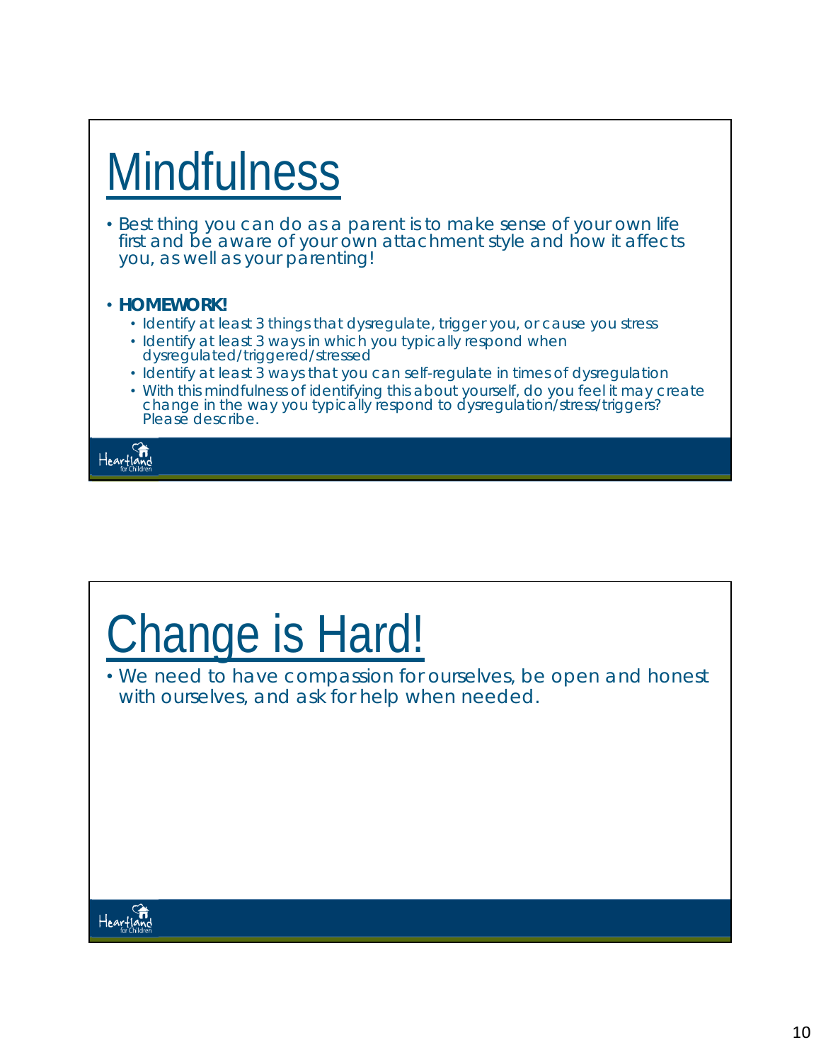# Mindfulness

- Best thing you can do as a parent is to make sense of your own life first and be aware of your own attachment style and how it affects you, as well as your parenting!

- **HOMEWORK!**
  - Identify at least 3 things that dysregulate, trigger you, or cause you stress
  - Identify at least 3 ways in which you typically respond when dysregulated/triggered/stressed
  - Identify at least 3 ways that you can self-regulate in times of dysregulation
  - With this mindfulness of identifying this about yourself, do you feel it may create change in the way you typically respond to dysregulation/stress/triggers? Please describe.

Heartland for Children

# Change is Hard!

- We need to have compassion for ourselves, be open and honest with ourselves, and ask for help when needed.

Heartland for Children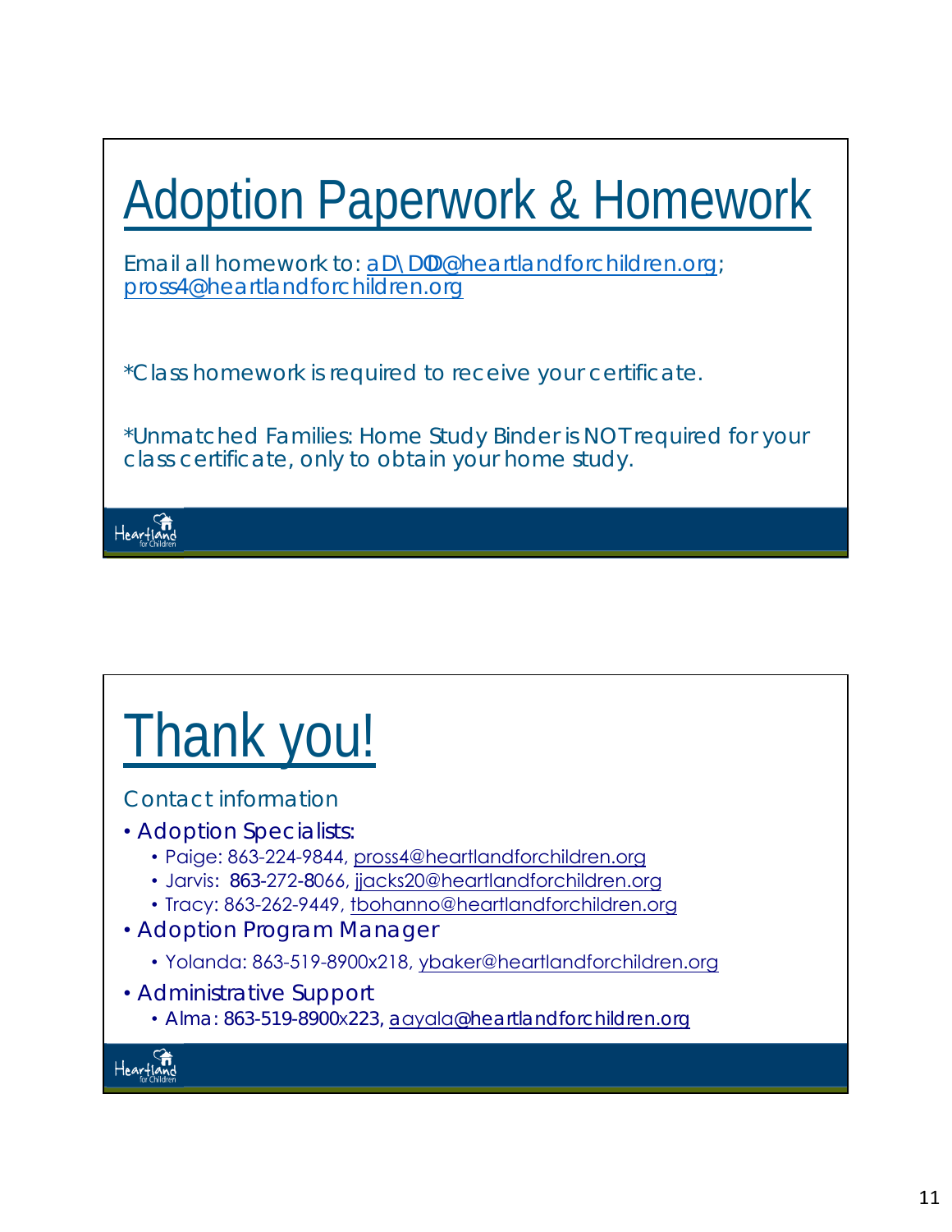# Adoption Paperwork & Homework

Email all homework to: aD\DD@heartlandforchildren.org; pross4@heartlandforchildren.org

*Class homework is required to receive your certificate.

*Unmatched Families: Home Study Binder is NOT required for your class certificate, only to obtain your home study.

Heartland for Children

# Thank you!

Contact information

- Adoption Specialists:
  - Paige: 863-224-9844, pross4@heartlandforchildren.org
  - Jarvis: 863-272-8066, jjacks20@heartlandforchildren.org
  - Tracy: 863-262-9449, tbohanno@heartlandforchildren.org
- Adoption Program Manager
  - Yolanda: 863-519-8900x218, ybaker@heartlandforchildren.org
- Administrative Support
  - Alma: 863-519-8900x223, aayala@heartlandforchildren.org

Heartland for Children